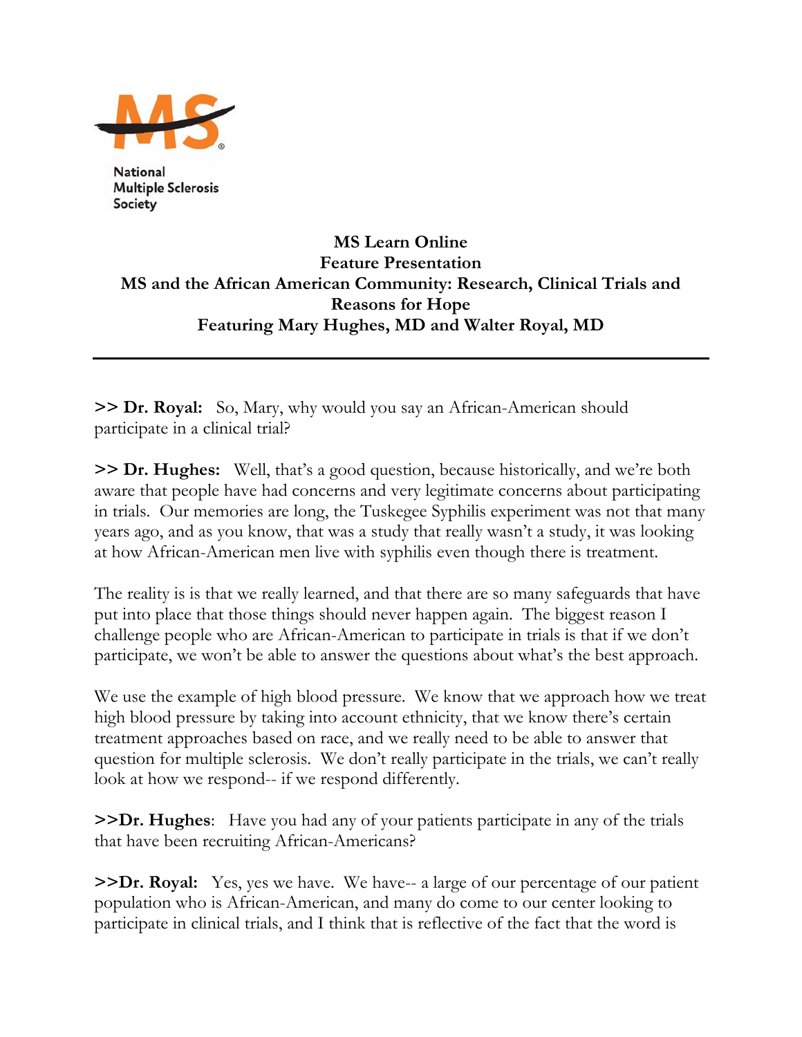National Multiple Sclerosis Society

**MS Learn Online**
**Feature Presentation**
**MS and the African American Community: Research, Clinical Trials and Reasons for Hope**
**Featuring Mary Hughes, MD and Walter Royal, MD**

---

**>> Dr. Royal:** So, Mary, why would you say an African-American should participate in a clinical trial?

**>> Dr. Hughes:** Well, that's a good question, because historically, and we're both aware that people have had concerns and very legitimate concerns about participating in trials. Our memories are long, the Tuskegee Syphilis experiment was not that many years ago, and as you know, that was a study that really wasn't a study, it was looking at how African-American men live with syphilis even though there is treatment.

The reality is is that we really learned, and that there are so many safeguards that have put into place that those things should never happen again. The biggest reason I challenge people who are African-American to participate in trials is that if we don't participate, we won't be able to answer the questions about what's the best approach.

We use the example of high blood pressure. We know that we approach how we treat high blood pressure by taking into account ethnicity, that we know there's certain treatment approaches based on race, and we really need to be able to answer that question for multiple sclerosis. We don't really participate in the trials, we can't really look at how we respond-- if we respond differently.

**>>Dr. Hughes**: Have you had any of your patients participate in any of the trials that have been recruiting African-Americans?

**>>Dr. Royal:** Yes, yes we have. We have-- a large of our percentage of our patient population who is African-American, and many do come to our center looking to participate in clinical trials, and I think that is reflective of the fact that the word is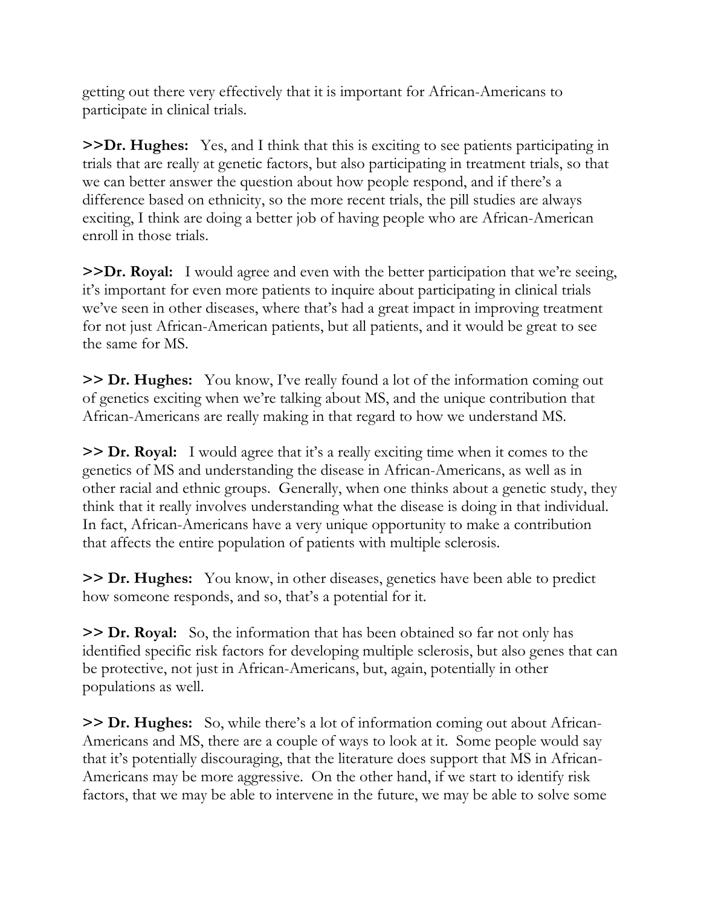getting out there very effectively that it is important for African-Americans to participate in clinical trials.

**>>Dr. Hughes:** Yes, and I think that this is exciting to see patients participating in trials that are really at genetic factors, but also participating in treatment trials, so that we can better answer the question about how people respond, and if there's a difference based on ethnicity, so the more recent trials, the pill studies are always exciting, I think are doing a better job of having people who are African-American enroll in those trials.

**>>Dr. Royal:** I would agree and even with the better participation that we're seeing, it's important for even more patients to inquire about participating in clinical trials we've seen in other diseases, where that's had a great impact in improving treatment for not just African-American patients, but all patients, and it would be great to see the same for MS.

**>> Dr. Hughes:** You know, I've really found a lot of the information coming out of genetics exciting when we're talking about MS, and the unique contribution that African-Americans are really making in that regard to how we understand MS.

**>> Dr. Royal:** I would agree that it's a really exciting time when it comes to the genetics of MS and understanding the disease in African-Americans, as well as in other racial and ethnic groups. Generally, when one thinks about a genetic study, they think that it really involves understanding what the disease is doing in that individual. In fact, African-Americans have a very unique opportunity to make a contribution that affects the entire population of patients with multiple sclerosis.

**>> Dr. Hughes:** You know, in other diseases, genetics have been able to predict how someone responds, and so, that's a potential for it.

**>> Dr. Royal:** So, the information that has been obtained so far not only has identified specific risk factors for developing multiple sclerosis, but also genes that can be protective, not just in African-Americans, but, again, potentially in other populations as well.

**>> Dr. Hughes:** So, while there's a lot of information coming out about African-Americans and MS, there are a couple of ways to look at it. Some people would say that it's potentially discouraging, that the literature does support that MS in African-Americans may be more aggressive. On the other hand, if we start to identify risk factors, that we may be able to intervene in the future, we may be able to solve some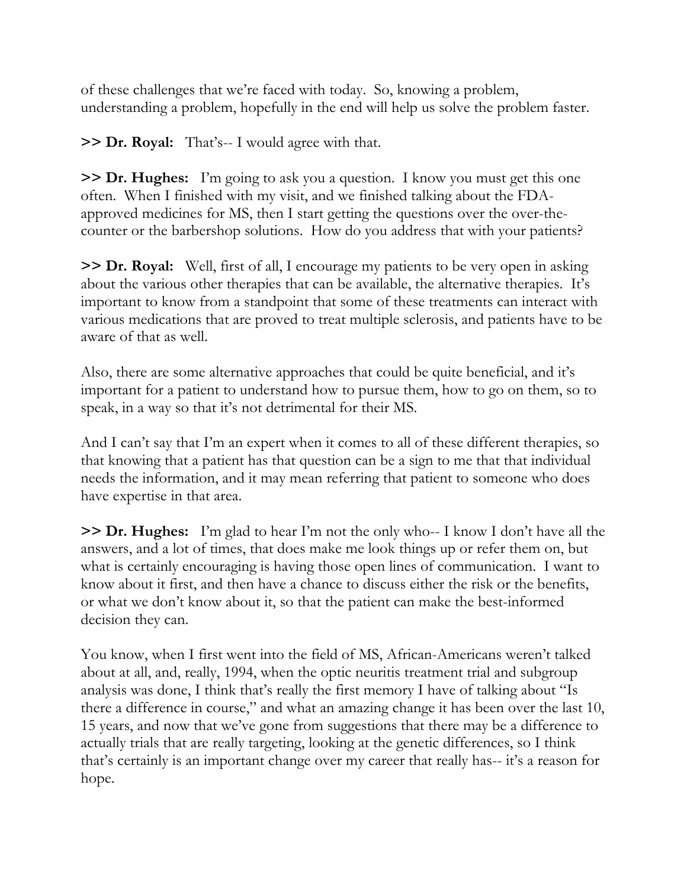of these challenges that we're faced with today. So, knowing a problem, understanding a problem, hopefully in the end will help us solve the problem faster.

**>> Dr. Royal:** That's-- I would agree with that.

**>> Dr. Hughes:** I'm going to ask you a question. I know you must get this one often. When I finished with my visit, and we finished talking about the FDA-approved medicines for MS, then I start getting the questions over the over-the-counter or the barbershop solutions. How do you address that with your patients?

**>> Dr. Royal:** Well, first of all, I encourage my patients to be very open in asking about the various other therapies that can be available, the alternative therapies. It's important to know from a standpoint that some of these treatments can interact with various medications that are proved to treat multiple sclerosis, and patients have to be aware of that as well.

Also, there are some alternative approaches that could be quite beneficial, and it's important for a patient to understand how to pursue them, how to go on them, so to speak, in a way so that it's not detrimental for their MS.

And I can't say that I'm an expert when it comes to all of these different therapies, so that knowing that a patient has that question can be a sign to me that that individual needs the information, and it may mean referring that patient to someone who does have expertise in that area.

**>> Dr. Hughes:** I'm glad to hear I'm not the only who-- I know I don't have all the answers, and a lot of times, that does make me look things up or refer them on, but what is certainly encouraging is having those open lines of communication. I want to know about it first, and then have a chance to discuss either the risk or the benefits, or what we don't know about it, so that the patient can make the best-informed decision they can.

You know, when I first went into the field of MS, African-Americans weren't talked about at all, and, really, 1994, when the optic neuritis treatment trial and subgroup analysis was done, I think that's really the first memory I have of talking about "Is there a difference in course," and what an amazing change it has been over the last 10, 15 years, and now that we've gone from suggestions that there may be a difference to actually trials that are really targeting, looking at the genetic differences, so I think that's certainly is an important change over my career that really has-- it's a reason for hope.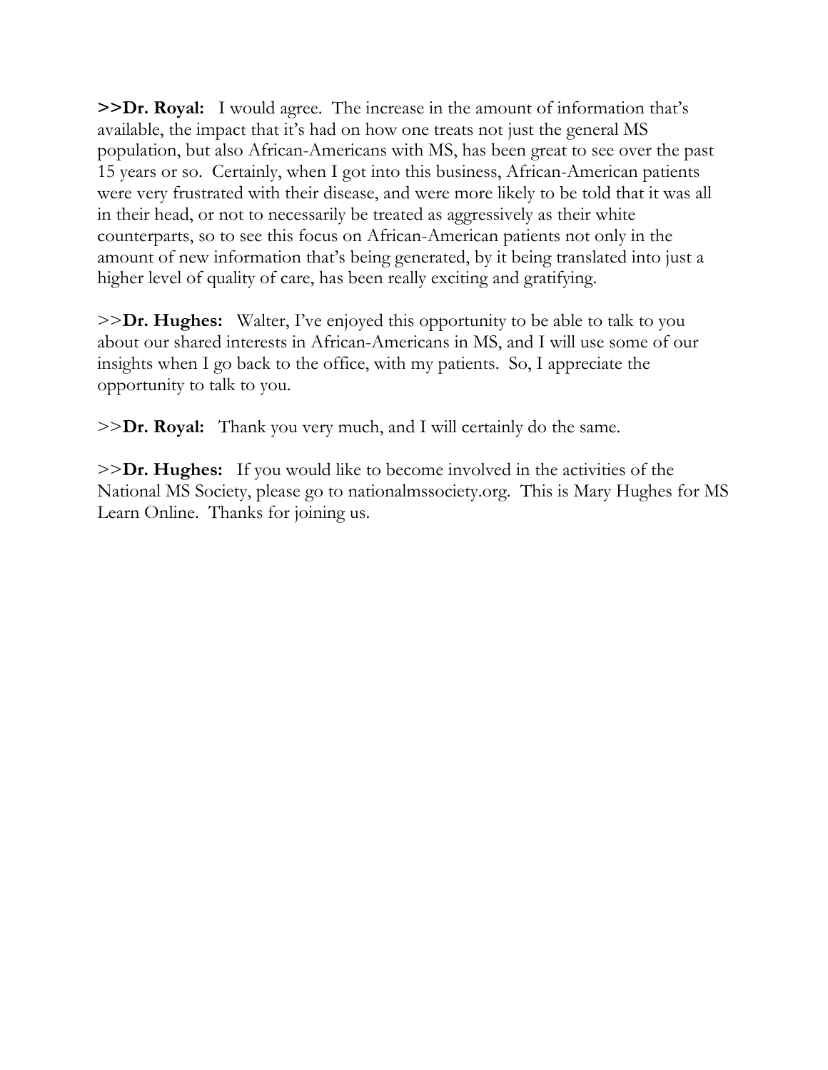**>>Dr. Royal:** I would agree. The increase in the amount of information that's available, the impact that it's had on how one treats not just the general MS population, but also African-Americans with MS, has been great to see over the past 15 years or so. Certainly, when I got into this business, African-American patients were very frustrated with their disease, and were more likely to be told that it was all in their head, or not to necessarily be treated as aggressively as their white counterparts, so to see this focus on African-American patients not only in the amount of new information that's being generated, by it being translated into just a higher level of quality of care, has been really exciting and gratifying.

>>**Dr. Hughes:** Walter, I've enjoyed this opportunity to be able to talk to you about our shared interests in African-Americans in MS, and I will use some of our insights when I go back to the office, with my patients. So, I appreciate the opportunity to talk to you.

>>**Dr. Royal:** Thank you very much, and I will certainly do the same.

>>**Dr. Hughes:** If you would like to become involved in the activities of the National MS Society, please go to nationalmssociety.org. This is Mary Hughes for MS Learn Online. Thanks for joining us.